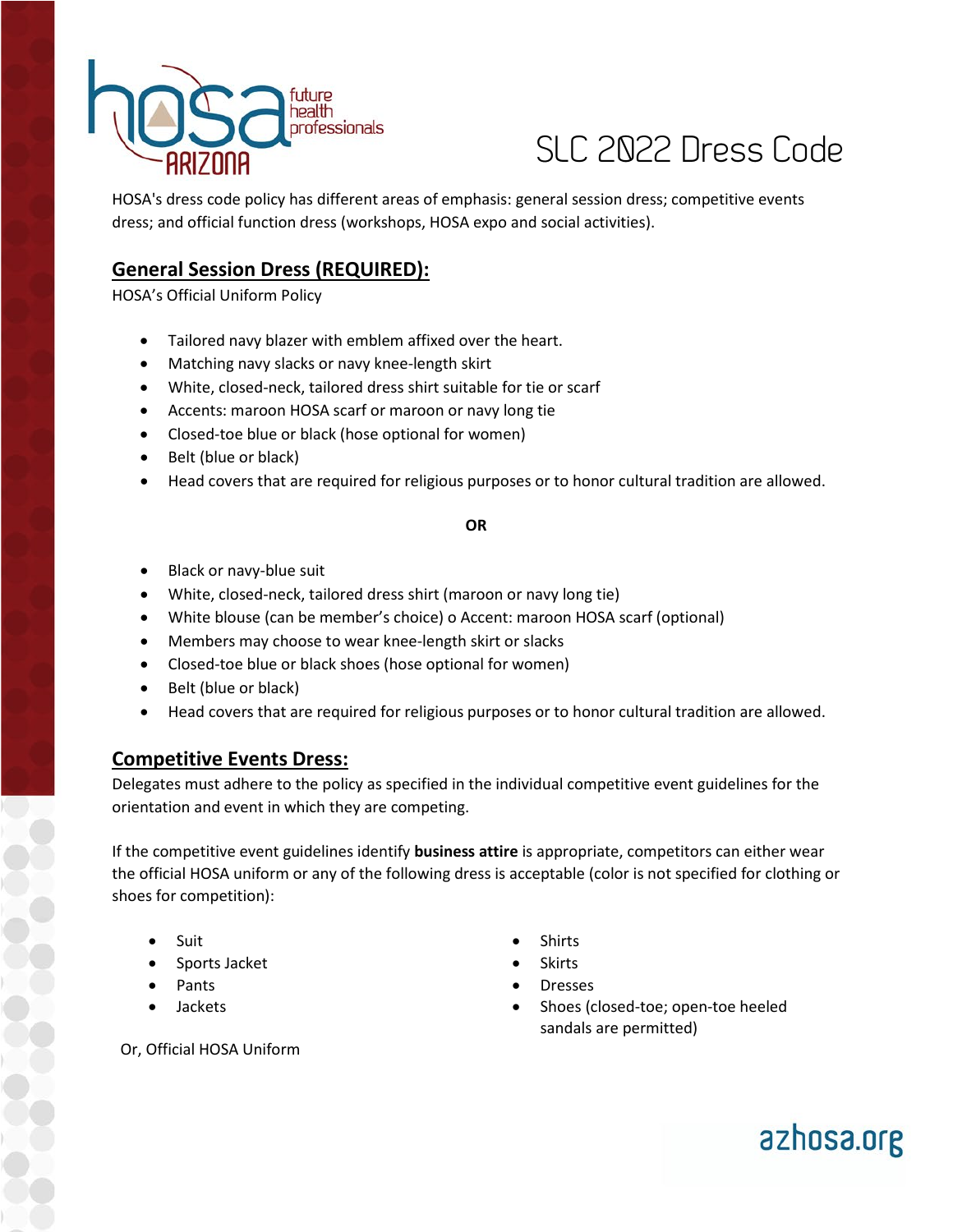# SLC 2022 Dress Code

HOSA's dress code policy has different areas of emphasis: general session dress; competitive events dress; and official function dress (workshops, HOSA expo and social activities).

## General Session Dress (REQUIRED):

HOSA's Official Uniform Policy

- Tailored navy blazer with emblem affixed over the heart.
- Matching navy slacks or navy knee-length skirt
- White, closed-neck, tailored dress shirt suitable for tie or scarf
- Accents: maroon HOSA scarf or maroon or navy long tie
- Closed-toe blue or black (hose optional for women)
- Belt (blue or black)
- Head covers that are required for religious purposes or to honor cultural tradition are allowed.

**OR**

- Black or navy-blue suit
- White, closed-neck, tailored dress shirt (maroon or navy long tie)
- White blouse (can be member's choice) o Accent: maroon HOSA scarf (optional)
- Members may choose to wear knee-length skirt or slacks
- Closed-toe blue or black shoes (hose optional for women)
- Belt (blue or black)
- Head covers that are required for religious purposes or to honor cultural tradition are allowed.

## Competitive Events Dress:

Delegates must adhere to the policy as specified in the individual competitive event guidelines for the orientation and event in which they are competing.

If the competitive event guidelines identify **business attire** is appropriate, competitors can either wear the official HOSA uniform or any of the following dress is acceptable (color is not specified for clothing or shoes for competition):

- Suit
- Sports Jacket
- Pants
- Jackets
- Shirts
- Skirts
- Dresses
- Shoes (closed-toe; open-toe heeled sandals are permitted)

Or, Official HOSA Uniform

azhosa.org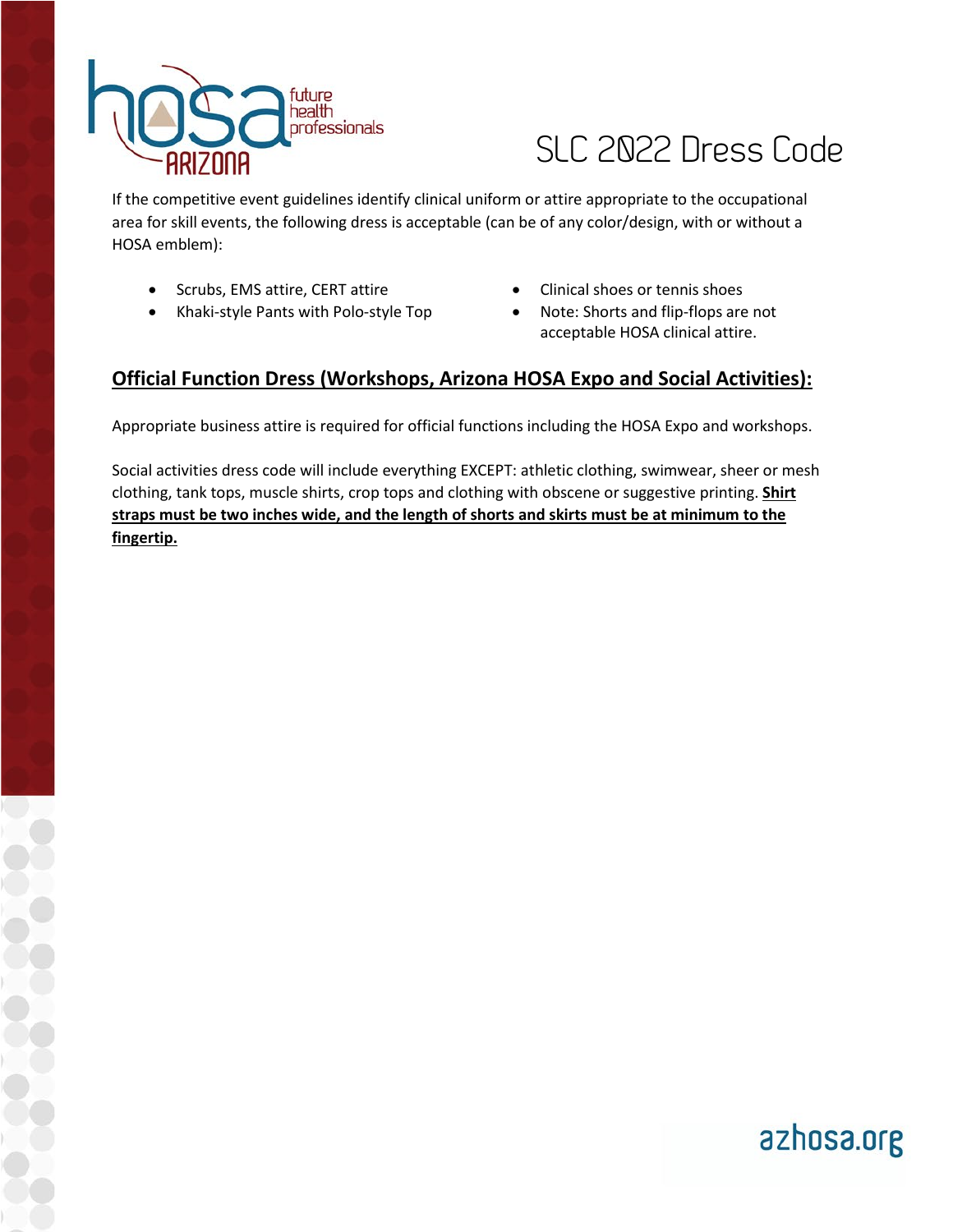# SLC 2022 Dress Code

If the competitive event guidelines identify clinical uniform or attire appropriate to the occupational area for skill events, the following dress is acceptable (can be of any color/design, with or without a HOSA emblem):

- Scrubs, EMS attire, CERT attire
- Khaki-style Pants with Polo-style Top
- Clinical shoes or tennis shoes
- Note: Shorts and flip-flops are not acceptable HOSA clinical attire.

## Official Function Dress (Workshops, Arizona HOSA Expo and Social Activities):

Appropriate business attire is required for official functions including the HOSA Expo and workshops.

Social activities dress code will include everything EXCEPT: athletic clothing, swimwear, sheer or mesh clothing, tank tops, muscle shirts, crop tops and clothing with obscene or suggestive printing. **Shirt straps must be two inches wide, and the length of shorts and skirts must be at minimum to the fingertip.**

azhosa.org